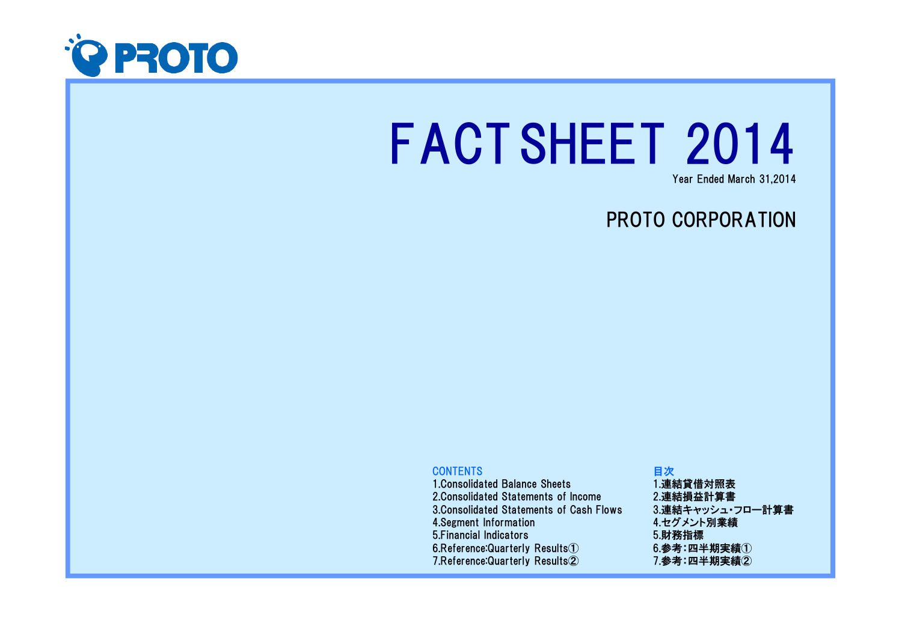PROTO

# FACT SHEET 2014

Year Ended March 31,2014

## PROTO CORPORATION

| CONTENTS | 目次 |
|---|---|
| 1.Consolidated Balance Sheets | 1.連結貸借対照表 |
| 2.Consolidated Statements of Income | 2.連結損益計算書 |
| 3.Consolidated Statements of Cash Flows | 3.連結キャッシュ･フロー計算書 |
| 4.Segment Information | 4.セグメント別業績 |
| 5.Financial Indicators | 5.財務指標 |
| 6.Reference:Quarterly Results① | 6.参考：四半期実績① |
| 7.Reference:Quarterly Results② | 7.参考：四半期実績② |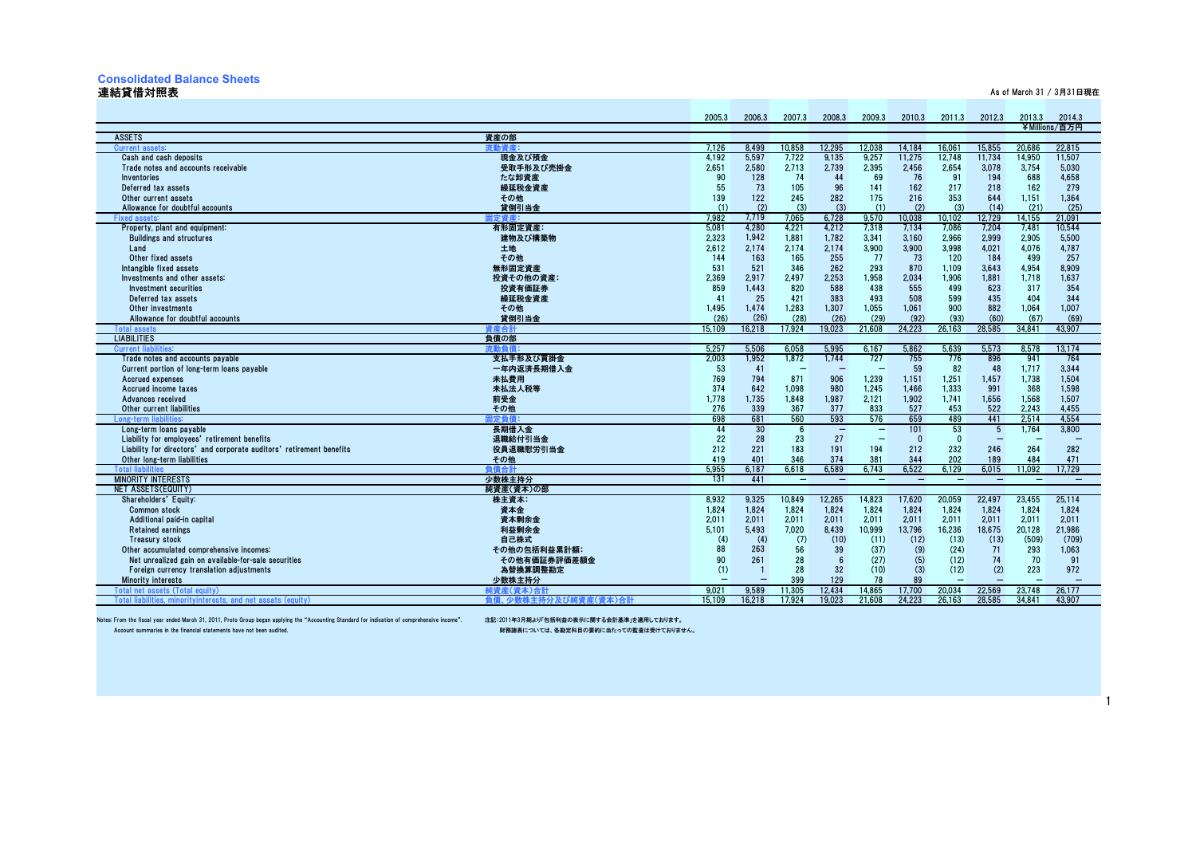## Consolidated Balance Sheets
## 連結貸借対照表

As of March 31 / 3月31日現在

| | | 2005.3 | 2006.3 | 2007.3 | 2008.3 | 2009.3 | 2010.3 | 2011.3 | 2012.3 | 2013.3 | 2014.3 |
|---|---|---|---|---|---|---|---|---|---|---|---|
| | | | | | | | | | | ¥Millions/百万円 | |
| ASSETS | 資産の部 | | | | | | | | | | |
| Current assets: | 流動資産: | 7,126 | 8,499 | 10,858 | 12,295 | 12,038 | 14,184 | 16,061 | 15,855 | 20,686 | 22,815 |
| Cash and cash deposits | 現金及び預金 | 4,192 | 5,597 | 7,722 | 9,135 | 9,257 | 11,275 | 12,748 | 11,734 | 14,950 | 11,507 |
| Trade notes and accounts receivable | 受取手形及び売掛金 | 2,651 | 2,580 | 2,713 | 2,739 | 2,395 | 2,456 | 2,654 | 3,078 | 3,754 | 5,030 |
| Inventories | たな卸資産 | 90 | 128 | 74 | 44 | 69 | 76 | 91 | 194 | 688 | 4,658 |
| Deferred tax assets | 繰延税金資産 | 55 | 73 | 105 | 96 | 141 | 162 | 217 | 218 | 162 | 279 |
| Other current assets | その他 | 139 | 122 | 245 | 282 | 175 | 216 | 353 | 644 | 1,151 | 1,364 |
| Allowance for doubtful accounts | 貸倒引当金 | (1) | (2) | (3) | (3) | (1) | (2) | (3) | (14) | (21) | (25) |
| Fixed assets: | 固定資産: | 7,982 | 7,719 | 7,065 | 6,728 | 9,570 | 10,038 | 10,102 | 12,729 | 14,155 | 21,091 |
| Property, plant and equipment: | 有形固定資産: | 5,081 | 4,280 | 4,221 | 4,212 | 7,318 | 7,134 | 7,086 | 7,204 | 7,481 | 10,544 |
| Buildings and structures | 建物及び構築物 | 2,323 | 1,942 | 1,881 | 1,782 | 3,341 | 3,160 | 2,966 | 2,999 | 2,905 | 5,500 |
| Land | 土地 | 2,612 | 2,174 | 2,174 | 2,174 | 3,900 | 3,900 | 3,998 | 4,021 | 4,076 | 4,787 |
| Other fixed assets | その他 | 144 | 163 | 165 | 255 | 77 | 73 | 120 | 184 | 499 | 257 |
| Intangible fixed assets | 無形固定資産 | 531 | 521 | 346 | 262 | 293 | 870 | 1,109 | 3,643 | 4,954 | 8,909 |
| Investments and other assets: | 投資その他の資産: | 2,369 | 2,917 | 2,497 | 2,253 | 1,958 | 2,034 | 1,906 | 1,881 | 1,718 | 1,637 |
| Investment securities | 投資有価証券 | 859 | 1,443 | 820 | 588 | 438 | 555 | 499 | 623 | 317 | 354 |
| Deferred tax assets | 繰延税金資産 | 41 | 25 | 421 | 383 | 493 | 508 | 599 | 435 | 404 | 344 |
| Other investments | その他 | 1,495 | 1,474 | 1,283 | 1,307 | 1,055 | 1,061 | 900 | 882 | 1,064 | 1,007 |
| Allowance for doubtful accounts | 貸倒引当金 | (26) | (26) | (28) | (26) | (29) | (92) | (93) | (60) | (67) | (69) |
| Total assets | 資産合計 | 15,109 | 16,218 | 17,924 | 19,023 | 21,608 | 24,223 | 26,163 | 28,585 | 34,841 | 43,907 |
| LIABILITIES | 負債の部 | | | | | | | | | | |
| Current liabilities: | 流動負債: | 5,257 | 5,506 | 6,058 | 5,995 | 6,167 | 5,862 | 5,639 | 5,573 | 8,578 | 13,174 |
| Trade notes and accounts payable | 支払手形及び買掛金 | 2,003 | 1,952 | 1,872 | 1,744 | 727 | 755 | 776 | 896 | 941 | 764 |
| Current portion of long-term loans payable | 一年内返済長期借入金 | 53 | 41 | — | — | — | 59 | 82 | 48 | 1,717 | 3,344 |
| Accrued expenses | 未払費用 | 769 | 794 | 871 | 906 | 1,239 | 1,151 | 1,251 | 1,457 | 1,738 | 1,504 |
| Accrued income taxes | 未払法人税等 | 374 | 642 | 1,098 | 980 | 1,245 | 1,466 | 1,333 | 991 | 368 | 1,598 |
| Advances received | 前受金 | 1,778 | 1,735 | 1,848 | 1,987 | 2,121 | 1,902 | 1,741 | 1,656 | 1,568 | 1,507 |
| Other current liabilities | その他 | 276 | 339 | 367 | 377 | 833 | 527 | 453 | 522 | 2,243 | 4,455 |
| Long-term liabilities: | 固定負債: | 698 | 681 | 560 | 593 | 576 | 659 | 489 | 441 | 2,514 | 4,554 |
| Long-term loans payable | 長期借入金 | 44 | 30 | 6 | — | — | 101 | 53 | 5 | 1,764 | 3,800 |
| Liability for employees' retirement benefits | 退職給付引当金 | 22 | 28 | 23 | 27 | — | 0 | 0 | — | — | — |
| Liability for directors' and corporate auditors' retirement benefits | 役員退職慰労引当金 | 212 | 221 | 183 | 191 | 194 | 212 | 232 | 246 | 264 | 282 |
| Other long-term liabilities | その他 | 419 | 401 | 346 | 374 | 381 | 344 | 202 | 189 | 484 | 471 |
| Total liabilities | 負債合計 | 5,955 | 6,187 | 6,618 | 6,589 | 6,743 | 6,522 | 6,129 | 6,015 | 11,092 | 17,729 |
| MINORITY INTERESTS | 少数株主持分 | 131 | 441 | — | — | — | — | — | — | — | — |
| NET ASSETS(EQUITY) | 純資産(資本)の部 | | | | | | | | | | |
| Shareholders' Equity: | 株主資本: | 8,932 | 9,325 | 10,849 | 12,265 | 14,823 | 17,620 | 20,059 | 22,497 | 23,455 | 25,114 |
| Common stock | 資本金 | 1,824 | 1,824 | 1,824 | 1,824 | 1,824 | 1,824 | 1,824 | 1,824 | 1,824 | 1,824 |
| Additional paid-in capital | 資本剰余金 | 2,011 | 2,011 | 2,011 | 2,011 | 2,011 | 2,011 | 2,011 | 2,011 | 2,011 | 2,011 |
| Retained earnings | 利益剰余金 | 5,101 | 5,493 | 7,020 | 8,439 | 10,999 | 13,796 | 16,236 | 18,675 | 20,128 | 21,986 |
| Treasury stock | 自己株式 | (4) | (4) | (7) | (10) | (11) | (12) | (13) | (13) | (509) | (709) |
| Other accumulated comprehensive incomes: | その他の包括利益累計額: | 88 | 263 | 56 | 39 | (37) | (9) | (24) | 71 | 293 | 1,063 |
| Net unrealized gain on available-for-sale securities | その他有価証券評価差額金 | 90 | 261 | 28 | 6 | (27) | (5) | (12) | 74 | 70 | 91 |
| Foreign currency translation adjustments | 為替換算調整勘定 | (1) | 1 | 28 | 32 | (10) | (3) | (12) | (2) | 223 | 972 |
| Minority interests | 少数株主持分 | — | — | 399 | 129 | 78 | 89 | — | — | — | — |
| Total net assets (Total equity) | 純資産(資本)合計 | 9,021 | 9,589 | 11,305 | 12,434 | 14,865 | 17,700 | 20,034 | 22,569 | 23,748 | 26,177 |
| Total liabilities, minorityinterests, and net assets (equity) | 負債、少数株主持分及び純資産(資本)合計 | 15,109 | 16,218 | 17,924 | 19,023 | 21,608 | 24,223 | 26,163 | 28,585 | 34,841 | 43,907 |

Notes: From the fiscal year ended March 31, 2011, Proto Group began applying the "Accounting Standard for indication of comprehensive income". 注記:2011年3月期より「包括利益の表示に関する会計基準」を適用しております。

Account summaries in the financial statements have not been audited. 財務諸表については、各勘定科目の要約に当たっての監査は受けておりません。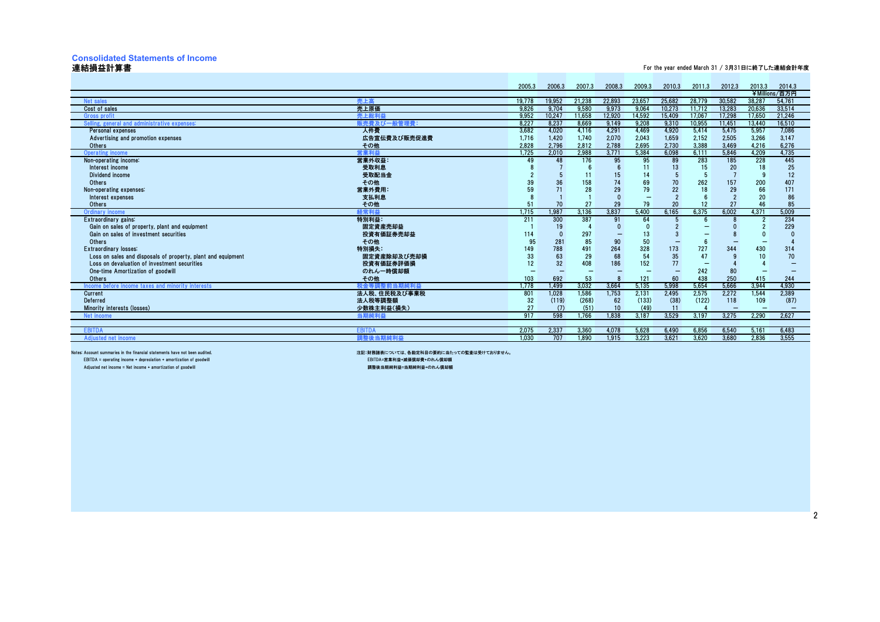## Consolidated Statements of Income
## 連結損益計算書

For the year ended March 31 / 3月31日に終了した連結会計年度

| | | 2005.3 | 2006.3 | 2007.3 | 2008.3 | 2009.3 | 2010.3 | 2011.3 | 2012.3 | 2013.3 | 2014.3 |
|---|---|---|---|---|---|---|---|---|---|---|---|
| | | | | | | | | | | ¥Millions/百万円 | |
| Net sales | 売上高 | 19,778 | 19,952 | 21,238 | 22,893 | 23,657 | 25,682 | 28,779 | 30,582 | 38,287 | 54,761 |
| Cost of sales | 売上原価 | 9,826 | 9,704 | 9,580 | 9,973 | 9,064 | 10,273 | 11,712 | 13,283 | 20,636 | 33,514 |
| Gross profit | 売上総利益 | 9,952 | 10,247 | 11,658 | 12,920 | 14,592 | 15,409 | 17,067 | 17,298 | 17,650 | 21,246 |
| Selling, general and administrative expenses: | 販売費及び一般管理費： | 8,227 | 8,237 | 8,669 | 9,149 | 9,208 | 9,310 | 10,955 | 11,451 | 13,440 | 16,510 |
| Personal expenses | 人件費 | 3,682 | 4,020 | 4,116 | 4,291 | 4,469 | 4,920 | 5,414 | 5,475 | 5,957 | 7,086 |
| Advertising and promotion expenses | 広告宣伝費及び販売促進費 | 1,716 | 1,420 | 1,740 | 2,070 | 2,043 | 1,659 | 2,152 | 2,505 | 3,266 | 3,147 |
| Others | その他 | 2,828 | 2,796 | 2,812 | 2,788 | 2,695 | 2,730 | 3,388 | 3,469 | 4,216 | 6,276 |
| Operating income | 営業利益 | 1,725 | 2,010 | 2,988 | 3,771 | 5,384 | 6,098 | 6,111 | 5,846 | 4,209 | 4,735 |
| Non-operating income: | 営業外収益： | 49 | 48 | 176 | 95 | 95 | 89 | 283 | 185 | 228 | 445 |
| Interest income | 受取利息 | 8 | 7 | 6 | 6 | 11 | 13 | 15 | 20 | 18 | 25 |
| Dividend income | 受取配当金 | 2 | 5 | 11 | 15 | 14 | 5 | 5 | 7 | 9 | 12 |
| Others | その他 | 39 | 36 | 158 | 74 | 69 | 70 | 262 | 157 | 200 | 407 |
| Non-operating expenses: | 営業外費用： | 59 | 71 | 28 | 29 | 79 | 22 | 18 | 29 | 66 | 171 |
| Interest expenses | 支払利息 | 8 | 1 | 1 | 0 | ― | 2 | 6 | 2 | 20 | 86 |
| Others | その他 | 51 | 70 | 27 | 29 | 79 | 20 | 12 | 27 | 46 | 85 |
| Ordinary income | 経常利益 | 1,715 | 1,987 | 3,136 | 3,837 | 5,400 | 6,165 | 6,375 | 6,002 | 4,371 | 5,009 |
| Extraordinary gains: | 特別利益： | 211 | 300 | 387 | 91 | 64 | 5 | 6 | 8 | 2 | 234 |
| Gain on sales of property, plant and equipment | 固定資産売却益 | 1 | 19 | 4 | 0 | 0 | 2 | ― | 0 | 2 | 229 |
| Gain on sales of investment securities | 投資有価証券売却益 | 114 | 0 | 297 | ― | 13 | 3 | ― | 8 | 0 | 0 |
| Others | その他 | 95 | 281 | 85 | 90 | 50 | ― | 6 | ― | ― | 4 |
| Extraordinary losses: | 特別損失： | 149 | 788 | 491 | 264 | 328 | 173 | 727 | 344 | 430 | 314 |
| Loss on sales and disposals of property, plant and equipment | 固定資産除却及び売却損 | 33 | 63 | 29 | 68 | 54 | 35 | 47 | 9 | 10 | 70 |
| Loss on devaluation of investment securities | 投資有価証券評価損 | 12 | 32 | 408 | 186 | 152 | 77 | ― | 4 | 4 | ― |
| One-time Amortization of goodwill | のれん一時償却額 | ― | ― | ― | ― | ― | ― | 242 | 80 | ― | ― |
| Others | その他 | 103 | 692 | 53 | 8 | 121 | 60 | 438 | 250 | 415 | 244 |
| Income before income taxes and minority interests | 税金等調整前当期純利益 | 1,778 | 1,499 | 3,032 | 3,664 | 5,135 | 5,998 | 5,654 | 5,666 | 3,944 | 4,930 |
| Current | 法人税、住民税及び事業税 | 801 | 1,028 | 1,586 | 1,753 | 2,131 | 2,495 | 2,575 | 2,272 | 1,544 | 2,389 |
| Deferred | 法人税等調整額 | 32 | (119) | (268) | 62 | (133) | (38) | (122) | 118 | 109 | (87) |
| Minority interests (losses) | 少数株主利益(損失) | 27 | (7) | (51) | 10 | (49) | 11 | 4 | ― | ― | ― |
| Net income | 当期純利益 | 917 | 598 | 1,766 | 1,838 | 3,187 | 3,529 | 3,197 | 3,275 | 2,290 | 2,627 |
| | | | | | | | | | | | |
| EBITDA | EBITDA | 2,075 | 2,337 | 3,360 | 4,078 | 5,628 | 6,490 | 6,856 | 6,540 | 5,161 | 6,483 |
| Adjusted net income | 調整後当期純利益 | 1,030 | 707 | 1,890 | 1,915 | 3,223 | 3,621 | 3,620 | 3,680 | 2,836 | 3,555 |

Notes: Account summaries in the financial statements have not been audited.
EBITDA = operating income + depreciation + amortization of goodwill
Adjusted net income = Net income + amortization of goodwill

注記：財務諸表については、各勘定科目の要約に当たっての監査は受けておりません。
EBITDA=営業利益+減価償却費+のれん償却額
調整後当期純利益=当期純利益+のれん償却額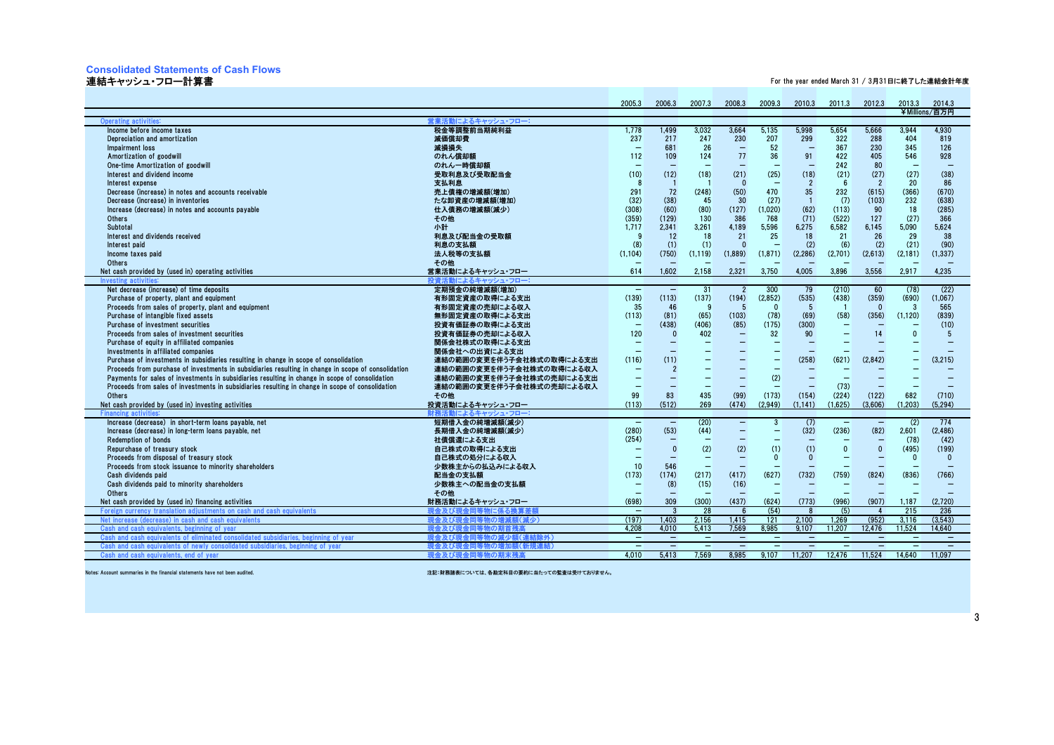## Consolidated Statements of Cash Flows
## 連結キャッシュ・フロー計算書

For the year ended March 31 / 3月31日に終了した連結会計年度

| | | 2005.3 | 2006.3 | 2007.3 | 2008.3 | 2009.3 | 2010.3 | 2011.3 | 2012.3 | 2013.3 | 2014.3 |
|---|---|---|---|---|---|---|---|---|---|---|---|
| | | | | | | | | | | | ¥Millions/百万円 |
| Operating activities: | 営業活動によるキャッシュ・フロー: | | | | | | | | | | |
| Income before income taxes | 税金等調整前当期純利益 | 1,778 | 1,499 | 3,032 | 3,664 | 5,135 | 5,998 | 5,654 | 5,666 | 3,944 | 4,930 |
| Depreciation and amortization | 減価償却費 | 237 | 217 | 247 | 230 | 207 | 299 | 322 | 288 | 404 | 819 |
| Impairment loss | 減損損失 | − | 681 | 26 | − | 52 | − | 367 | 230 | 345 | 126 |
| Amortization of goodwill | のれん償却額 | 112 | 109 | 124 | 77 | 36 | 91 | 422 | 405 | 546 | 928 |
| One-time Amortization of goodwill | のれん一時償却額 | − | − | − | − | − | − | 242 | 80 | − | − |
| Interest and dividend income | 受取利息及び受取配当金 | (10) | (12) | (18) | (21) | (25) | (18) | (21) | (27) | (27) | (38) |
| Interest expense | 支払利息 | 8 | 1 | 1 | 0 | − | 2 | 6 | 2 | 20 | 86 |
| Decrease (increase) in notes and accounts receivable | 売上債権の増減額(増加) | 291 | 72 | (248) | (50) | 470 | 35 | 232 | (615) | (366) | (670) |
| Decrease (increase) in inventories | たな卸資産の増減額(増加) | (32) | (38) | 45 | 30 | (27) | 1 | (7) | (103) | 232 | (638) |
| Increase (decrease) in notes and accounts payable | 仕入債務の増減額(減少) | (308) | (60) | (80) | (127) | (1,020) | (62) | (113) | 90 | 18 | (285) |
| Others | その他 | (359) | (129) | 130 | 386 | 768 | (71) | (522) | 127 | (27) | 366 |
| Subtotal | 小計 | 1,717 | 2,341 | 3,261 | 4,189 | 5,596 | 6,275 | 6,582 | 6,145 | 5,090 | 5,624 |
| Interest and dividends received | 利息及び配当金の受取額 | 9 | 12 | 18 | 21 | 25 | 18 | 21 | 26 | 29 | 38 |
| Interest paid | 利息の支払額 | (8) | (1) | (1) | 0 | − | (2) | (6) | (2) | (21) | (90) |
| Income taxes paid | 法人税等の支払額 | (1,104) | (750) | (1,119) | (1,889) | (1,871) | (2,286) | (2,701) | (2,613) | (2,181) | (1,337) |
| Others | その他 | − | − | − | − | − | − | − | − | − | − |
| Net cash provided by (used in) operating activities | 営業活動によるキャッシュ・フロー | 614 | 1,602 | 2,158 | 2,321 | 3,750 | 4,005 | 3,896 | 3,556 | 2,917 | 4,235 |
| Investing activities: | 投資活動によるキャッシュ・フロー: | | | | | | | | | | |
| Net decrease (increase) of time deposits | 定期預金の純増減額(増加) | − | − | 31 | 2 | 300 | 79 | (210) | 60 | (78) | (22) |
| Purchase of property, plant and equipment | 有形固定資産の取得による支出 | (139) | (113) | (137) | (194) | (2,852) | (535) | (438) | (359) | (690) | (1,067) |
| Proceeds from sales of property, plant and equipment | 有形固定資産の売却による収入 | 35 | 46 | 9 | 5 | 0 | 5 | 1 | 0 | 3 | 565 |
| Purchase of intangible fixed assets | 無形固定資産の取得による支出 | (113) | (81) | (65) | (103) | (78) | (69) | (58) | (356) | (1,120) | (839) |
| Purchase of investment securities | 投資有価証券の取得による支出 | − | (438) | (406) | (85) | (175) | (300) | − | − | − | (10) |
| Proceeds from sales of investment securities | 投資有価証券の売却による収入 | 120 | 0 | 402 | − | 32 | 90 | − | 14 | 0 | 5 |
| Purchase of equity in affiliated companies | 関係会社株式の取得による支出 | − | − | − | − | − | − | − | − | − | − |
| Investments in affiliated companies | 関係会社への出資による支出 | − | − | − | − | − | − | − | − | − | − |
| Purchase of investments in subsidiaries resulting in change in scope of consolidation | 連結の範囲の変更を伴う子会社株式の取得による支出 | (116) | (11) | − | − | − | (258) | (621) | (2,842) | − | (3,215) |
| Proceeds from purchase of investments in subsidiaries resulting in change in scope of consolidation | 連結の範囲の変更を伴う子会社株式の取得による収入 | − | 2 | − | − | − | − | − | − | − | − |
| Payments for sales of investments in subsidiaries resulting in change in scope of consolidation | 連結の範囲の変更を伴う子会社株式の売却による支出 | − | − | − | − | (2) | − | − | − | − | − |
| Proceeds from sales of investments in subsidiaries resulting in change in scope of consolidation | 連結の範囲の変更を伴う子会社株式の売却による収入 | − | − | − | − | − | − | (73) | − | − | − |
| Others | その他 | 99 | 83 | 435 | (99) | (173) | (154) | (224) | (122) | 682 | (710) |
| Net cash provided by (used in) investing activities | 投資活動によるキャッシュ・フロー | (113) | (512) | 269 | (474) | (2,949) | (1,141) | (1,625) | (3,606) | (1,203) | (5,294) |
| Financing activities: | 財務活動によるキャッシュ・フロー: | | | | | | | | | | |
| Increase (decrease) in short-term loans payable, net | 短期借入金の純増減額(減少) | − | − | (20) | − | 3 | (7) | − | − | (2) | 774 |
| Increase (decrease) in long-term loans payable, net | 長期借入金の純増減額(減少) | (280) | (53) | (44) | − | − | (32) | (236) | (82) | 2,601 | (2,486) |
| Redemption of bonds | 社債償還による支出 | (254) | − | − | − | − | − | − | − | (78) | (42) |
| Repurchase of treasury stock | 自己株式の取得による支出 | − | 0 | (2) | (2) | (1) | (1) | 0 | 0 | (495) | (199) |
| Proceeds from disposal of treasury stock | 自己株式の処分による収入 | − | − | − | − | 0 | 0 | − | − | 0 | 0 |
| Proceeds from stock issuance to minority shareholders | 少数株主からの払込みによる収入 | 10 | 546 | − | − | − | − | − | − | − | − |
| Cash dividends paid | 配当金の支払額 | (173) | (174) | (217) | (417) | (627) | (732) | (759) | (824) | (836) | (766) |
| Cash dividends paid to minority shareholders | 少数株主への配当金の支払額 | − | (8) | (15) | (16) | − | − | − | − | − | − |
| Others | その他 | − | − | − | − | − | − | − | − | − | − |
| Net cash provided by (used in) financing activities | 財務活動によるキャッシュ・フロー | (698) | 309 | (300) | (437) | (624) | (773) | (996) | (907) | 1,187 | (2,720) |
| Foreign currency translation adjustments on cash and cash equivalents | 現金及び現金同等物に係る換算差額 | − | 3 | 28 | 6 | (54) | 8 | (5) | 4 | 215 | 236 |
| Net increase (decrease) in cash and cash equivalents | 現金及び現金同等物の増減額(減少) | (197) | 1,403 | 2,156 | 1,415 | 121 | 2,100 | 1,269 | (952) | 3,116 | (3,543) |
| Cash and cash equivalents, beginning of year | 現金及び現金同等物の期首残高 | 4,208 | 4,010 | 5,413 | 7,569 | 8,985 | 9,107 | 11,207 | 12,476 | 11,524 | 14,640 |
| Cash and cash equivalents of eliminated consolidated subsidiaries, beginning of year | 現金及び現金同等物の減少額(連結除外) | − | − | − | − | − | − | − | − | − | − |
| Cash and cash equivalents of newly consolidated subsidiaries, beginning of year | 現金及び現金同等物の増加額(新規連結) | − | − | − | − | − | − | − | − | − | − |
| Cash and cash equivalents, end of year | 現金及び現金同等物の期末残高 | 4,010 | 5,413 | 7,569 | 8,985 | 9,107 | 11,207 | 12,476 | 11,524 | 14,640 | 11,097 |

Notes: Account summaries in the financial statements have not been audited.

注記:財務諸表については、各勘定科目の要約に当たっての監査は受けておりません。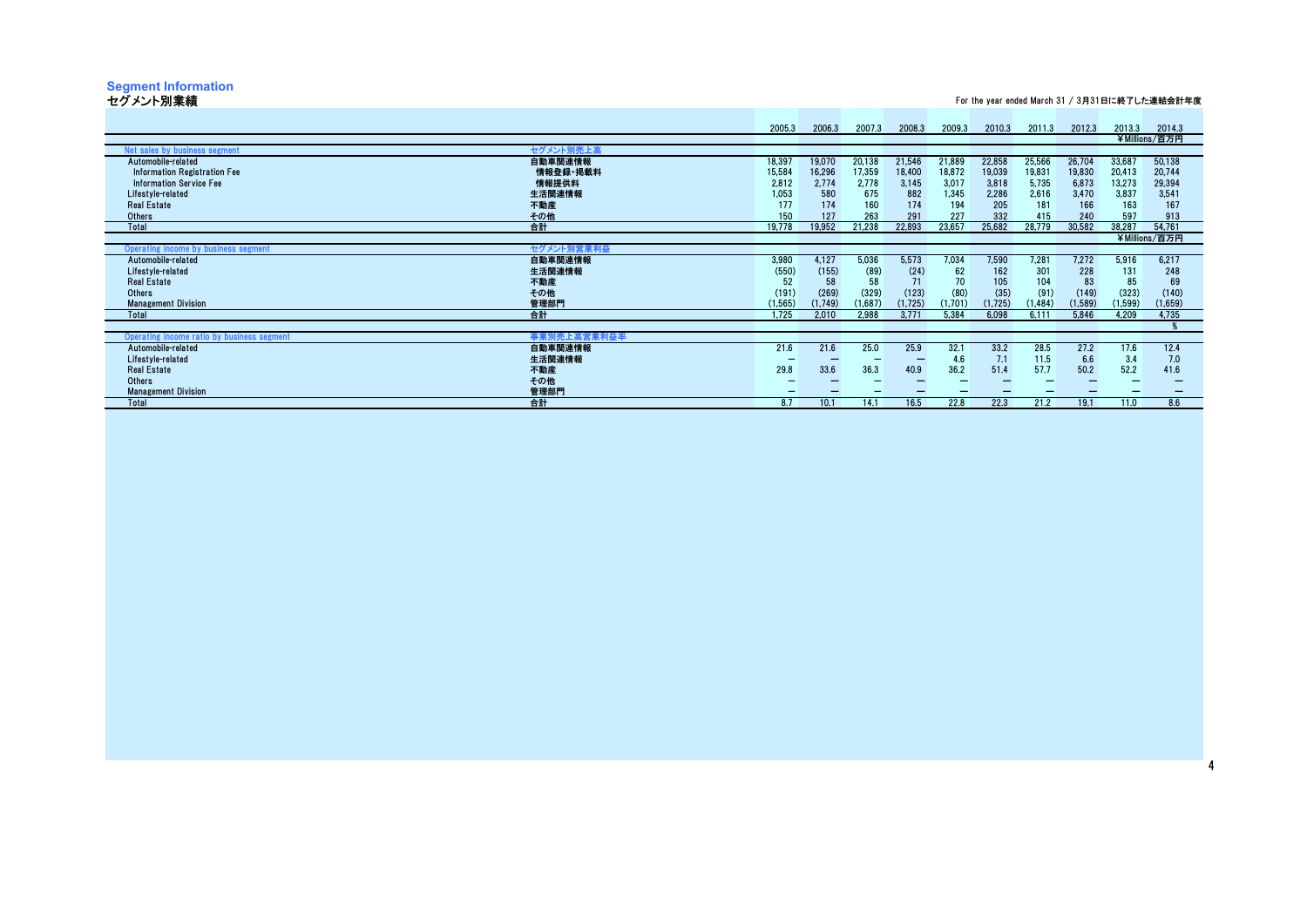## Segment Information
## セグメント別業績

For the year ended March 31 / 3月31日に終了した連結会計年度

| | | 2005.3 | 2006.3 | 2007.3 | 2008.3 | 2009.3 | 2010.3 | 2011.3 | 2012.3 | 2013.3 | 2014.3 |
|---|---|---|---|---|---|---|---|---|---|---|---|
| | | | | | | | | | | ¥Millions/百万円 | |
| Net sales by business segment | セグメント別売上高 | | | | | | | | | | |
| Automobile-related | 自動車関連情報 | 18,397 | 19,070 | 20,138 | 21,546 | 21,889 | 22,858 | 25,566 | 26,704 | 33,687 | 50,138 |
| Information Registration Fee | 情報登録・掲載料 | 15,584 | 16,296 | 17,359 | 18,400 | 18,872 | 19,039 | 19,831 | 19,830 | 20,413 | 20,744 |
| Information Service Fee | 情報提供料 | 2,812 | 2,774 | 2,778 | 3,145 | 3,017 | 3,818 | 5,735 | 6,873 | 13,273 | 29,394 |
| Lifestyle-related | 生活関連情報 | 1,053 | 580 | 675 | 882 | 1,345 | 2,286 | 2,616 | 3,470 | 3,837 | 3,541 |
| Real Estate | 不動産 | 177 | 174 | 160 | 174 | 194 | 205 | 181 | 166 | 163 | 167 |
| Others | その他 | 150 | 127 | 263 | 291 | 227 | 332 | 415 | 240 | 597 | 913 |
| Total | 合計 | 19,778 | 19,952 | 21,238 | 22,893 | 23,657 | 25,682 | 28,779 | 30,582 | 38,287 | 54,761 |
| | | | | | | | | | | ¥Millions/百万円 | |
| Operating income by business segment | セグメント別営業利益 | | | | | | | | | | |
| Automobile-related | 自動車関連情報 | 3,980 | 4,127 | 5,036 | 5,573 | 7,034 | 7,590 | 7,281 | 7,272 | 5,916 | 6,217 |
| Lifestyle-related | 生活関連情報 | (550) | (155) | (89) | (24) | 62 | 162 | 301 | 228 | 131 | 248 |
| Real Estate | 不動産 | 52 | 58 | 58 | 71 | 70 | 105 | 104 | 83 | 85 | 69 |
| Others | その他 | (191) | (269) | (329) | (123) | (80) | (35) | (91) | (149) | (323) | (140) |
| Management Division | 管理部門 | (1,565) | (1,749) | (1,687) | (1,725) | (1,701) | (1,725) | (1,484) | (1,589) | (1,599) | (1,659) |
| Total | 合計 | 1,725 | 2,010 | 2,988 | 3,771 | 5,384 | 6,098 | 6,111 | 5,846 | 4,209 | 4,735 |
| | | | | | | | | | | | % |
| Operating income ratio by business segment | 事業別売上高営業利益率 | | | | | | | | | | |
| Automobile-related | 自動車関連情報 | 21.6 | 21.6 | 25.0 | 25.9 | 32.1 | 33.2 | 28.5 | 27.2 | 17.6 | 12.4 |
| Lifestyle-related | 生活関連情報 | — | — | — | — | 4.6 | 7.1 | 11.5 | 6.6 | 3.4 | 7.0 |
| Real Estate | 不動産 | 29.8 | 33.6 | 36.3 | 40.9 | 36.2 | 51.4 | 57.7 | 50.2 | 52.2 | 41.6 |
| Others | その他 | — | — | — | — | — | — | — | — | — | — |
| Management Division | 管理部門 | — | — | — | — | — | — | — | — | — | — |
| Total | 合計 | 8.7 | 10.1 | 14.1 | 16.5 | 22.8 | 22.3 | 21.2 | 19.1 | 11.0 | 8.6 |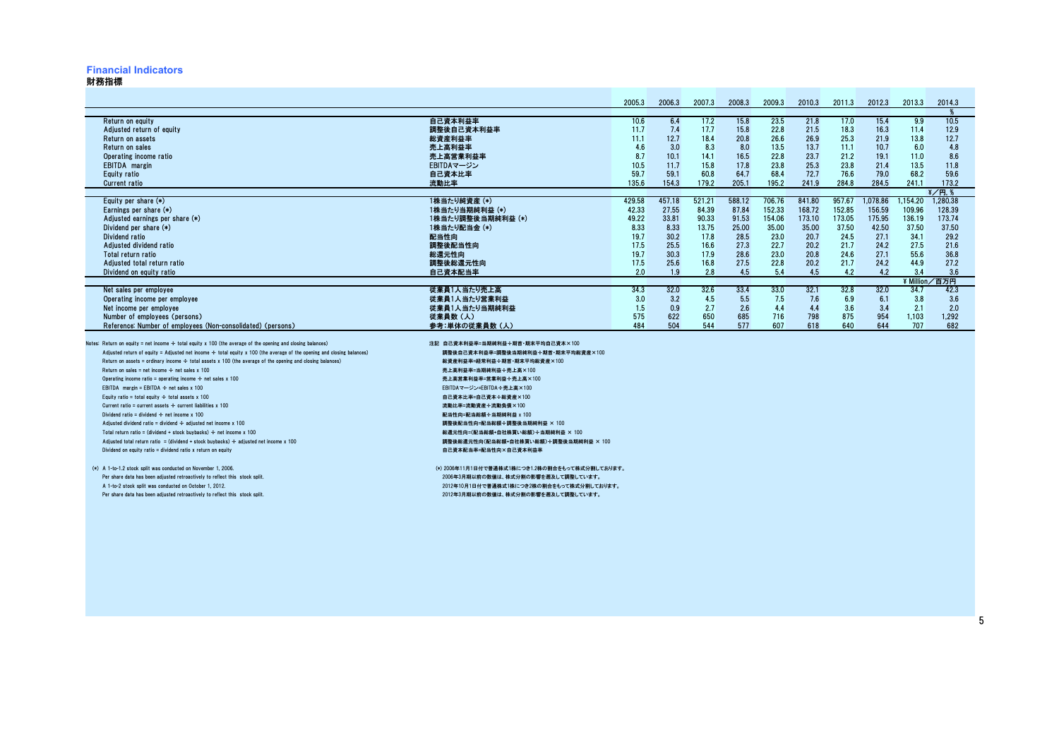## Financial Indicators

### 財務指標

| | | 2005.3 | 2006.3 | 2007.3 | 2008.3 | 2009.3 | 2010.3 | 2011.3 | 2012.3 | 2013.3 | 2014.3 |
|---|---|---|---|---|---|---|---|---|---|---|---|
| | | | | | | | | | | | % |
| Return on equity | 自己資本利益率 | 10.6 | 6.4 | 17.2 | 15.8 | 23.5 | 21.8 | 17.0 | 15.4 | 9.9 | 10.5 |
| Adjusted return of equity | 調整後自己資本利益率 | 11.7 | 7.4 | 17.7 | 15.8 | 22.8 | 21.5 | 18.3 | 16.3 | 11.4 | 12.9 |
| Return on assets | 総資産利益率 | 11.1 | 12.7 | 18.4 | 20.8 | 26.6 | 26.9 | 25.3 | 21.9 | 13.8 | 12.7 |
| Return on sales | 売上高利益率 | 4.6 | 3.0 | 8.3 | 8.0 | 13.5 | 13.7 | 11.1 | 10.7 | 6.0 | 4.8 |
| Operating income ratio | 売上高営業利益率 | 8.7 | 10.1 | 14.1 | 16.5 | 22.8 | 23.7 | 21.2 | 19.1 | 11.0 | 8.6 |
| EBITDA margin | EBITDAマージン | 10.5 | 11.7 | 15.8 | 17.8 | 23.8 | 25.3 | 23.8 | 21.4 | 13.5 | 11.8 |
| Equity ratio | 自己資本比率 | 59.7 | 59.1 | 60.8 | 64.7 | 68.4 | 72.7 | 76.6 | 79.0 | 68.2 | 59.6 |
| Current ratio | 流動比率 | 135.6 | 154.3 | 179.2 | 205.1 | 195.2 | 241.9 | 284.8 | 284.5 | 241.1 | 173.2 |
| | | | | | | | | | | | ¥／円, % |
| Equity per share (*) | 1株当たり純資産 (*) | 429.58 | 457.18 | 521.21 | 588.12 | 706.76 | 841.80 | 957.67 | 1,078.86 | 1,154.20 | 1,280.38 |
| Earnings per share (*) | 1株当たり当期純利益 (*) | 42.33 | 27.55 | 84.39 | 87.84 | 152.33 | 168.72 | 152.85 | 156.59 | 109.96 | 128.39 |
| Adjusted earnings per share (*) | 1株当たり調整後当期純利益 (*) | 49.22 | 33.81 | 90.33 | 91.53 | 154.06 | 173.10 | 173.05 | 175.95 | 136.19 | 173.74 |
| Dividend per share (*) | 1株当たり配当金 (*) | 8.33 | 8.33 | 13.75 | 25.00 | 35.00 | 35.00 | 37.50 | 42.50 | 37.50 | 37.50 |
| Dividend ratio | 配当性向 | 19.7 | 30.2 | 17.8 | 28.5 | 23.0 | 20.7 | 24.5 | 27.1 | 34.1 | 29.2 |
| Adjusted dividend ratio | 調整後配当性向 | 17.5 | 25.5 | 16.6 | 27.3 | 22.7 | 20.2 | 21.7 | 24.2 | 27.5 | 21.6 |
| Total return ratio | 総還元性向 | 19.7 | 30.3 | 17.9 | 28.6 | 23.0 | 20.8 | 24.6 | 27.1 | 55.6 | 36.8 |
| Adjusted total return ratio | 調整後総還元性向 | 17.5 | 25.6 | 16.8 | 27.5 | 22.8 | 20.2 | 21.7 | 24.2 | 44.9 | 27.2 |
| Dividend on equity ratio | 自己資本配当率 | 2.0 | 1.9 | 2.8 | 4.5 | 5.4 | 4.5 | 4.2 | 4.2 | 3.4 | 3.6 |
| | | | | | | | | | | | ¥ Million／百万円 |
| Net sales per employee | 従業員1人当たり売上高 | 34.3 | 32.0 | 32.6 | 33.4 | 33.0 | 32.1 | 32.8 | 32.0 | 34.7 | 42.3 |
| Operating income per employee | 従業員1人当たり営業利益 | 3.0 | 3.2 | 4.5 | 5.5 | 7.5 | 7.6 | 6.9 | 6.1 | 3.8 | 3.6 |
| Net income per employee | 従業員1人当たり当期純利益 | 1.5 | 0.9 | 2.7 | 2.6 | 4.4 | 4.4 | 3.6 | 3.4 | 2.1 | 2.0 |
| Number of employees (persons) | 従業員数（人） | 575 | 622 | 650 | 685 | 716 | 798 | 875 | 954 | 1,103 | 1,292 |
| Reference: Number of employees (Non-consolidated) (persons) | 参考：単体の従業員数（人） | 484 | 504 | 544 | 577 | 607 | 618 | 640 | 644 | 707 | 682 |

Notes: Return on equity = net income ÷ total equity x 100 (the average of the opening and closing balances)
Adjusted return of equity = Adjusted net income ÷ total equity x 100 (the average of the opening and closing balances)
Return on assets = ordinary income ÷ total assets x 100 (the average of the opening and closing balances)
Return on sales = net income ÷ net sales x 100
Operating income ratio = operating income ÷ net sales x 100
EBITDA margin = EBITDA ÷ net sales x 100
Equity ratio = total equity ÷ total assets x 100
Current ratio = current assets ÷ current liabilities x 100
Dividend ratio = dividend ÷ net income x 100
Adjusted dividend ratio = dividend ÷ adjusted net income x 100
Total return ratio = (dividend + stock buybacks) ÷ net income x 100
Adjusted total return ratio = (dividend + stock buybacks) ÷ adjusted net income x 100
Dividend on equity ratio = dividend ratio x return on equity

注記 自己資本利益率=当期純利益÷期首・期末平均自己資本×100
調整後自己資本利益率=調整後当期純利益÷期首・期末平均総資産×100
総資産利益率=経常利益÷期首・期末平均総資産×100
売上高利益率=当期純利益÷売上高×100
売上高営業利益率=営業利益÷売上高×100
EBITDAマージン=EBITDA÷売上高×100
自己資本比率=自己資本÷総資産×100
流動比率=流動資産÷流動負債×100
配当性向=配当総額÷当期純利益 x 100
調整後配当性向=配当総額÷調整後当期純利益 × 100
総還元性向=(配当総額+自社株買い総額)÷当期純利益 × 100
調整後総還元性向(配当総額+自社株買い総額)÷調整後当期純利益 × 100
自己資本配当率=配当性向×自己資本利益率

(*) A 1-to-1.2 stock split was conducted on November 1, 2006.
Per share data has been adjusted retroactively to reflect this stock split.
A 1-to-2 stock split was conducted on October 1, 2012.
Per share data has been adjusted retroactively to reflect this stock split.

(*) 2006年11月1日付で普通株式1株につき1.2株の割合をもって株式分割しております。
2006年3月期以前の数値は、株式分割の影響を遡及して調整しています。
2012年10月1日付で普通株式1株につき2株の割合をもって株式分割しております。
2012年3月期以前の数値は、株式分割の影響を遡及して調整しています。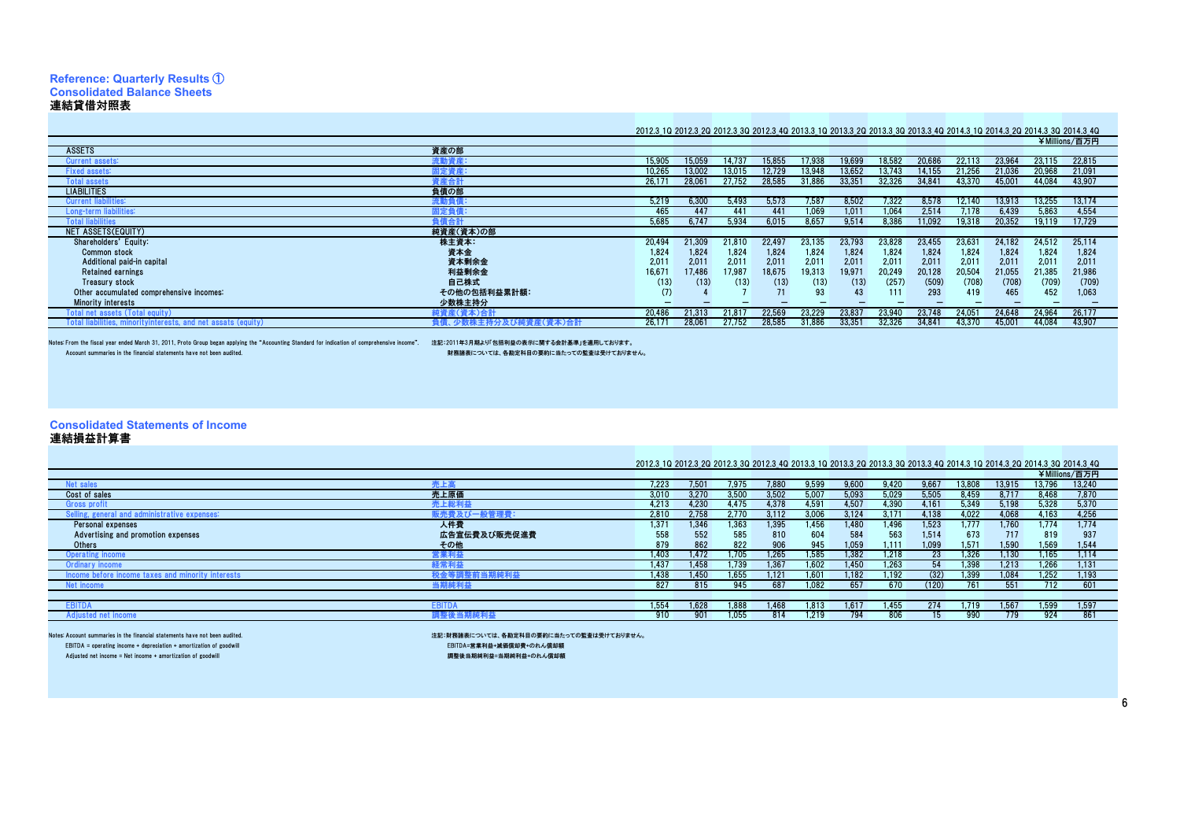## Reference: Quarterly Results ①

### Consolidated Balance Sheets
### 連結貸借対照表

¥Millions/百万円

| | | 2012.3 1Q | 2012.3 2Q | 2012.3 3Q | 2012.3 4Q | 2013.3 1Q | 2013.3 2Q | 2013.3 3Q | 2013.3 4Q | 2014.3 1Q | 2014.3 2Q | 2014.3 3Q | 2014.3 4Q |
|---|---|---|---|---|---|---|---|---|---|---|---|---|---|
| ASSETS | 資産の部 | | | | | | | | | | | | |
| Current assets: | 流動資産: | 15,905 | 15,059 | 14,737 | 15,855 | 17,938 | 19,699 | 18,582 | 20,686 | 22,113 | 23,964 | 23,115 | 22,815 |
| Fixed assets: | 固定資産: | 10,265 | 13,002 | 13,015 | 12,729 | 13,948 | 13,652 | 13,743 | 14,155 | 21,256 | 21,036 | 20,968 | 21,091 |
| Total assets | 資産合計 | 26,171 | 28,061 | 27,752 | 28,585 | 31,886 | 33,351 | 32,326 | 34,841 | 43,370 | 45,001 | 44,084 | 43,907 |
| LIABILITIES | 負債の部 | | | | | | | | | | | | |
| Current liabilities: | 流動負債: | 5,219 | 6,300 | 5,493 | 5,573 | 7,587 | 8,502 | 7,322 | 8,578 | 12,140 | 13,913 | 13,255 | 13,174 |
| Long-term liabilities: | 固定負債: | 465 | 447 | 441 | 441 | 1,069 | 1,011 | 1,064 | 2,514 | 7,178 | 6,439 | 5,863 | 4,554 |
| Total liabilities | 負債合計 | 5,685 | 6,747 | 5,934 | 6,015 | 8,657 | 9,514 | 8,386 | 11,092 | 19,318 | 20,352 | 19,119 | 17,729 |
| NET ASSETS(EQUITY) | 純資産(資本)の部 | | | | | | | | | | | | |
| Shareholders' Equity: | 株主資本: | 20,494 | 21,309 | 21,810 | 22,497 | 23,135 | 23,793 | 23,828 | 23,455 | 23,631 | 24,182 | 24,512 | 25,114 |
| Common stock | 資本金 | 1,824 | 1,824 | 1,824 | 1,824 | 1,824 | 1,824 | 1,824 | 1,824 | 1,824 | 1,824 | 1,824 | 1,824 |
| Additional paid-in capital | 資本剰余金 | 2,011 | 2,011 | 2,011 | 2,011 | 2,011 | 2,011 | 2,011 | 2,011 | 2,011 | 2,011 | 2,011 | 2,011 |
| Retained earnings | 利益剰余金 | 16,671 | 17,486 | 17,987 | 18,675 | 19,313 | 19,971 | 20,249 | 20,128 | 20,504 | 21,055 | 21,385 | 21,986 |
| Treasury stock | 自己株式 | (13) | (13) | (13) | (13) | (13) | (13) | (257) | (509) | (708) | (708) | (709) | (709) |
| Other accumulated comprehensive incomes: | その他の包括利益累計額: | (7) | 4 | 7 | 71 | 93 | 43 | 111 | 293 | 419 | 465 | 452 | 1,063 |
| Minority interests | 少数株主持分 | – | – | – | – | – | – | – | – | – | – | – | – |
| Total net assets (Total equity) | 純資産(資本)合計 | 20,486 | 21,313 | 21,817 | 22,569 | 23,229 | 23,837 | 23,940 | 23,748 | 24,051 | 24,648 | 24,964 | 26,177 |
| Total liabilities, minorityinterests, and net assats (equity) | 負債、少数株主持分及び純資産(資本)合計 | 26,171 | 28,061 | 27,752 | 28,585 | 31,886 | 33,351 | 32,326 | 34,841 | 43,370 | 45,001 | 44,084 | 43,907 |

Notes: From the fiscal year ended March 31, 2011, Proto Group began applying the "Accounting Standard for indication of comprehensive income". 注記:2011年3月期より「包括利益の表示に関する会計基準」を適用しております。

Account summaries in the financial statements have not been audited. 財務諸表については、各勘定科目の要約に当たっての監査は受けておりません。

### Consolidated Statements of Income
### 連結損益計算書

¥Millions/百万円

| | | 2012.3 1Q | 2012.3 2Q | 2012.3 3Q | 2012.3 4Q | 2013.3 1Q | 2013.3 2Q | 2013.3 3Q | 2013.3 4Q | 2014.3 1Q | 2014.3 2Q | 2014.3 3Q | 2014.3 4Q |
|---|---|---|---|---|---|---|---|---|---|---|---|---|---|
| Net sales | 売上高 | 7,223 | 7,501 | 7,975 | 7,880 | 9,599 | 9,600 | 9,420 | 9,667 | 13,808 | 13,915 | 13,796 | 13,240 |
| Cost of sales | 売上原価 | 3,010 | 3,270 | 3,500 | 3,502 | 5,007 | 5,093 | 5,029 | 5,505 | 8,459 | 8,717 | 8,468 | 7,870 |
| Gross profit | 売上総利益 | 4,213 | 4,230 | 4,475 | 4,378 | 4,591 | 4,507 | 4,390 | 4,161 | 5,349 | 5,198 | 5,328 | 5,370 |
| Selling, general and administrative expenses: | 販売費及び一般管理費: | 2,810 | 2,758 | 2,770 | 3,112 | 3,006 | 3,124 | 3,171 | 4,138 | 4,022 | 4,068 | 4,163 | 4,256 |
| Personal expenses | 人件費 | 1,371 | 1,346 | 1,363 | 1,395 | 1,456 | 1,480 | 1,496 | 1,523 | 1,777 | 1,760 | 1,774 | 1,774 |
| Advertising and promotion expenses | 広告宣伝費及び販売促進費 | 558 | 552 | 585 | 810 | 604 | 584 | 563 | 1,514 | 673 | 717 | 819 | 937 |
| Others | その他 | 879 | 862 | 822 | 906 | 945 | 1,059 | 1,111 | 1,099 | 1,571 | 1,590 | 1,569 | 1,544 |
| Operating income | 営業利益 | 1,403 | 1,472 | 1,705 | 1,265 | 1,585 | 1,382 | 1,218 | 23 | 1,326 | 1,130 | 1,165 | 1,114 |
| Ordinary income | 経常利益 | 1,437 | 1,458 | 1,739 | 1,367 | 1,602 | 1,450 | 1,263 | 54 | 1,398 | 1,213 | 1,266 | 1,131 |
| Income before income taxes and minority interests | 税金等調整前当期純利益 | 1,438 | 1,450 | 1,655 | 1,121 | 1,601 | 1,182 | 1,192 | (32) | 1,399 | 1,084 | 1,252 | 1,193 |
| Net income | 当期純利益 | 827 | 815 | 945 | 687 | 1,082 | 657 | 670 | (120) | 761 | 551 | 712 | 601 |
| | | | | | | | | | | | | | |
| EBITDA | EBITDA | 1,554 | 1,628 | 1,888 | 1,468 | 1,813 | 1,617 | 1,455 | 274 | 1,719 | 1,567 | 1,599 | 1,597 |
| Adjusted net income | 調整後当期純利益 | 910 | 901 | 1,055 | 814 | 1,219 | 794 | 806 | 15 | 990 | 779 | 924 | 861 |

Notes: Account summaries in the financial statements have not been audited. 注記:財務諸表については、各勘定科目の要約に当たっての監査は受けておりません。

EBITDA = operating income + depreciation + amortization of goodwill EBITDA=営業利益+減価償却費+のれん償却額

Adjusted net income = Net income + amortization of goodwill 調整後当期純利益=当期純利益+のれん償却額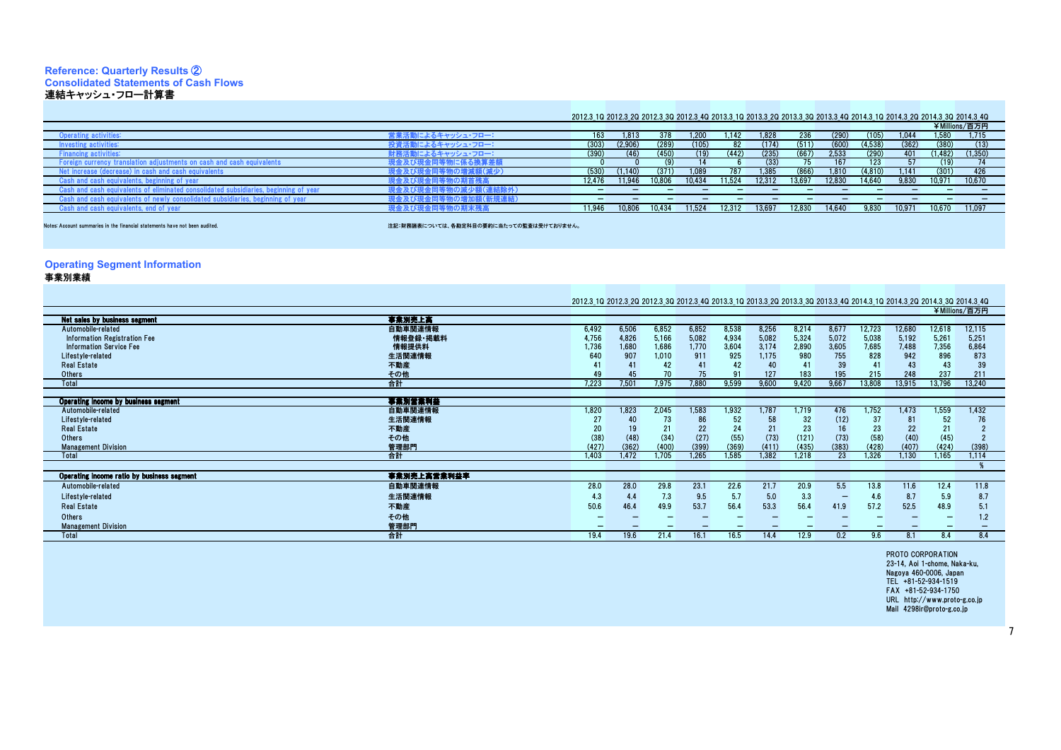### Reference: Quarterly Results ②

### Consolidated Statements of Cash Flows

## 連結キャッシュ・フロー計算書

| | | 2012.3_1Q | 2012.3_2Q | 2012.3_3Q | 2012.3_4Q | 2013.3_1Q | 2013.3_2Q | 2013.3_3Q | 2013.3_4Q | 2014.3_1Q | 2014.3_2Q | 2014.3_3Q | 2014.3_4Q |
|---|---|---|---|---|---|---|---|---|---|---|---|---|---|
| | | | | | | | | | | | | | ¥Millions/百万円 |
| Operating activities: | 営業活動によるキャッシュ・フロー: | 163 | 1,813 | 378 | 1,200 | 1,142 | 1,828 | 236 | (290) | (105) | 1,044 | 1,580 | 1,715 |
| Investing activities: | 投資活動によるキャッシュ・フロー: | (303) | (2,906) | (289) | (105) | 82 | (174) | (511) | (600) | (4,538) | (362) | (380) | (13) |
| Financing activities: | 財務活動によるキャッシュ・フロー: | (390) | (46) | (450) | (19) | (442) | (235) | (667) | 2,533 | (290) | 401 | (1,482) | (1,350) |
| Foreign currency translation adjustments on cash and cash equivalents | 現金及び現金同等物に係る換算差額 | 0 | 0 | (9) | 14 | 6 | (33) | 75 | 167 | 123 | 57 | (19) | 74 |
| Net increase (decrease) in cash and cash equivalents | 現金及び現金同等物の増減額(減少) | (530) | (1,140) | (371) | 1,089 | 787 | 1,385 | (866) | 1,810 | (4,810) | 1,141 | (301) | 426 |
| Cash and cash equivalents, beginning of year | 現金及び現金同等物の期首残高 | 12,476 | 11,946 | 10,806 | 10,434 | 11,524 | 12,312 | 13,697 | 12,830 | 14,640 | 9,830 | 10,971 | 10,670 |
| Cash and cash equivalents of eliminated consolidated subsidiaries, beginning of year | 現金及び現金同等物の減少額(連結除外) | − | − | − | − | − | − | − | − | − | − | − | − |
| Cash and cash equivalents of newly consolidated subsidiaries, beginning of year | 現金及び現金同等物の増加額(新規連結) | − | − | − | − | − | − | − | − | − | − | − | − |
| Cash and cash equivalents, end of year | 現金及び現金同等物の期末残高 | 11,946 | 10,806 | 10,434 | 11,524 | 12,312 | 13,697 | 12,830 | 14,640 | 9,830 | 10,971 | 10,670 | 11,097 |

Notes: Account summaries in the financial statements have not been audited.

注記：財務諸表については、各勘定科目の要約に当たっての監査は受けておりません。

### Operating Segment Information

## 事業別業績

| | | 2012.3_1Q | 2012.3_2Q | 2012.3_3Q | 2012.3_4Q | 2013.3_1Q | 2013.3_2Q | 2013.3_3Q | 2013.3_4Q | 2014.3_1Q | 2014.3_2Q | 2014.3_3Q | 2014.3_4Q |
|---|---|---|---|---|---|---|---|---|---|---|---|---|---|
| | | | | | | | | | | | | | ¥Millions/百万円 |
| **Net sales by business segment** | **事業別売上高** | | | | | | | | | | | | |
| Automobile-related | 自動車関連情報 | 6,492 | 6,506 | 6,852 | 6,852 | 8,538 | 8,256 | 8,214 | 8,677 | 12,723 | 12,680 | 12,618 | 12,115 |
| Information Registration Fee | 情報登録・掲載料 | 4,756 | 4,826 | 5,166 | 5,082 | 4,934 | 5,082 | 5,324 | 5,072 | 5,038 | 5,192 | 5,261 | 5,251 |
| Information Service Fee | 情報提供料 | 1,736 | 1,680 | 1,686 | 1,770 | 3,604 | 3,174 | 2,890 | 3,605 | 7,685 | 7,488 | 7,356 | 6,864 |
| Lifestyle-related | 生活関連情報 | 640 | 907 | 1,010 | 911 | 925 | 1,175 | 980 | 755 | 828 | 942 | 896 | 873 |
| Real Estate | 不動産 | 41 | 41 | 42 | 41 | 42 | 40 | 41 | 39 | 41 | 43 | 43 | 39 |
| Others | その他 | 49 | 45 | 70 | 75 | 91 | 127 | 183 | 195 | 215 | 248 | 237 | 211 |
| Total | 合計 | 7,223 | 7,501 | 7,975 | 7,880 | 9,599 | 9,600 | 9,420 | 9,667 | 13,808 | 13,915 | 13,796 | 13,240 |
| **Operating income by business segment** | **事業別営業利益** | | | | | | | | | | | | |
| Automobile-related | 自動車関連情報 | 1,820 | 1,823 | 2,045 | 1,583 | 1,932 | 1,787 | 1,719 | 476 | 1,752 | 1,473 | 1,559 | 1,432 |
| Lifestyle-related | 生活関連情報 | 27 | 40 | 73 | 86 | 52 | 58 | 32 | (12) | 37 | 81 | 52 | 76 |
| Real Estate | 不動産 | 20 | 19 | 21 | 22 | 24 | 21 | 23 | 16 | 23 | 22 | 21 | 2 |
| Others | その他 | (38) | (48) | (34) | (27) | (55) | (73) | (121) | (73) | (58) | (40) | (45) | 2 |
| Management Division | 管理部門 | (427) | (362) | (400) | (399) | (369) | (411) | (435) | (383) | (428) | (407) | (424) | (398) |
| Total | 合計 | 1,403 | 1,472 | 1,705 | 1,265 | 1,585 | 1,382 | 1,218 | 23 | 1,326 | 1,130 | 1,165 | 1,114 |
| | | | | | | | | | | | | | % |
| **Operating income ratio by business segment** | **事業別売上高営業利益率** | | | | | | | | | | | | |
| Automobile-related | 自動車関連情報 | 28.0 | 28.0 | 29.8 | 23.1 | 22.6 | 21.7 | 20.9 | 5.5 | 13.8 | 11.6 | 12.4 | 11.8 |
| Lifestyle-related | 生活関連情報 | 4.3 | 4.4 | 7.3 | 9.5 | 5.7 | 5.0 | 3.3 | − | 4.6 | 8.7 | 5.9 | 8.7 |
| Real Estate | 不動産 | 50.6 | 46.4 | 49.9 | 53.7 | 56.4 | 53.3 | 56.4 | 41.9 | 57.2 | 52.5 | 48.9 | 5.1 |
| Others | その他 | − | − | − | − | − | − | − | − | − | − | − | 1.2 |
| Management Division | 管理部門 | − | − | − | − | − | − | − | − | − | − | − | − |
| Total | 合計 | 19.4 | 19.6 | 21.4 | 16.1 | 16.5 | 14.4 | 12.9 | 0.2 | 9.6 | 8.1 | 8.4 | 8.4 |

PROTO CORPORATION
23-14, Aoi 1-chome, Naka-ku,
Nagoya 460-0006, Japan
TEL +81-52-934-1519
FAX +81-52-934-1750
URL http://www.proto-g.co.jp
Mail 4298ir@proto-g.co.jp